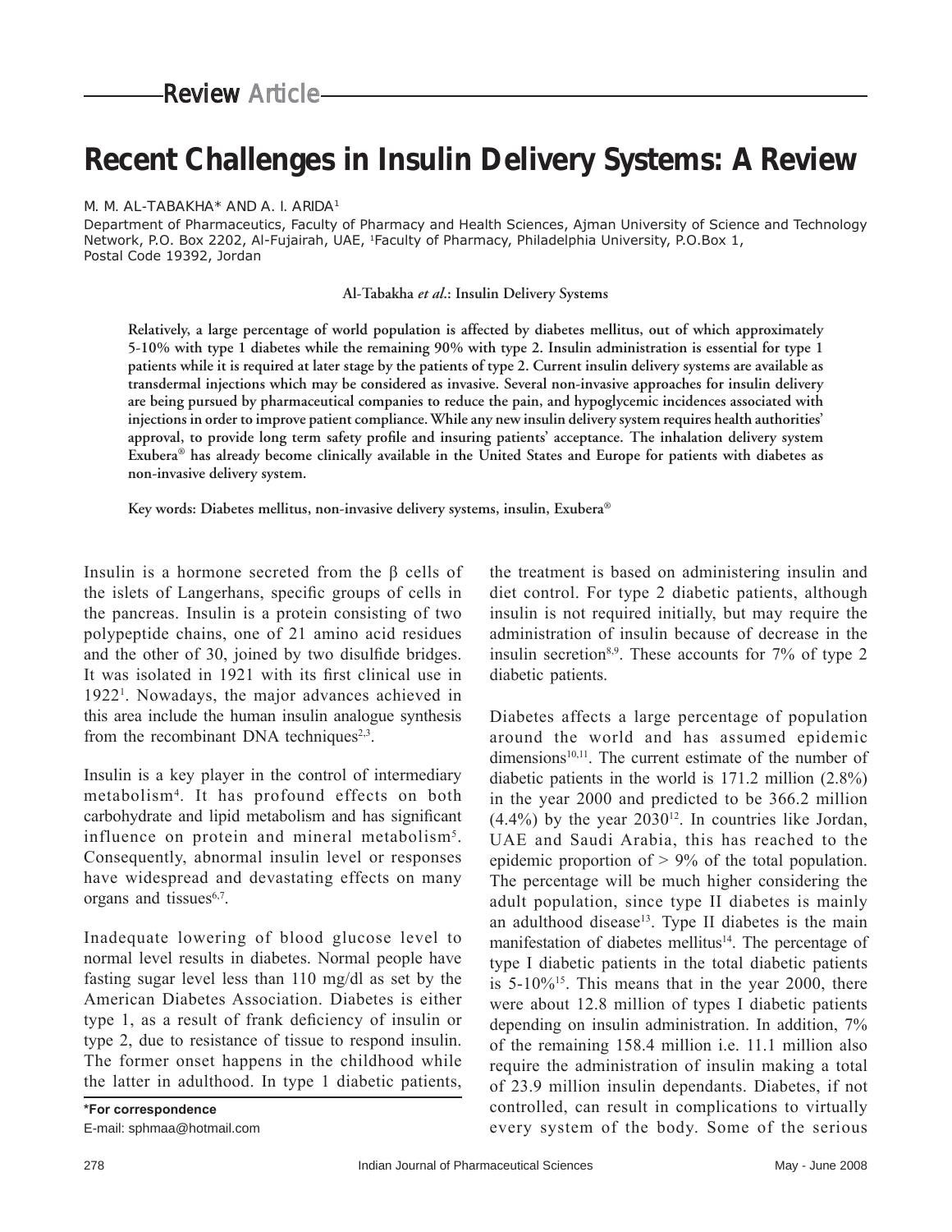Review Article

# Recent Challenges in Insulin Delivery Systems: A Review

M. M. AL-TABAKHA* AND A. I. ARIDA[1]

Department of Pharmaceutics, Faculty of Pharmacy and Health Sciences, Ajman University of Science and Technology Network, P.O. Box 2202, Al-Fujairah, UAE, [1]Faculty of Pharmacy, Philadelphia University, P.O.Box 1, Postal Code 19392, Jordan

**Al-Tabakha *et al*.: Insulin Delivery Systems**

**Relatively, a large percentage of world population is affected by diabetes mellitus, out of which approximately 5-10% with type 1 diabetes while the remaining 90% with type 2. Insulin administration is essential for type 1 patients while it is required at later stage by the patients of type 2. Current insulin delivery systems are available as transdermal injections which may be considered as invasive. Several non-invasive approaches for insulin delivery are being pursued by pharmaceutical companies to reduce the pain, and hypoglycemic incidences associated with injections in order to improve patient compliance. While any new insulin delivery system requires health authorities' approval, to provide long term safety profile and insuring patients' acceptance. The inhalation delivery system Exubera® has already become clinically available in the United States and Europe for patients with diabetes as non-invasive delivery system.**

**Key words: Diabetes mellitus, non-invasive delivery systems, insulin, Exubera®**

Insulin is a hormone secreted from the β cells of the islets of Langerhans, specific groups of cells in the pancreas. Insulin is a protein consisting of two polypeptide chains, one of 21 amino acid residues and the other of 30, joined by two disulfide bridges. It was isolated in 1921 with its first clinical use in 1922[1]. Nowadays, the major advances achieved in this area include the human insulin analogue synthesis from the recombinant DNA techniques[2,3].

Insulin is a key player in the control of intermediary metabolism[4]. It has profound effects on both carbohydrate and lipid metabolism and has significant influence on protein and mineral metabolism[5]. Consequently, abnormal insulin level or responses have widespread and devastating effects on many organs and tissues[6,7].

Inadequate lowering of blood glucose level to normal level results in diabetes. Normal people have fasting sugar level less than 110 mg/dl as set by the American Diabetes Association. Diabetes is either type 1, as a result of frank deficiency of insulin or type 2, due to resistance of tissue to respond insulin. The former onset happens in the childhood while the latter in adulthood. In type 1 diabetic patients, the treatment is based on administering insulin and diet control. For type 2 diabetic patients, although insulin is not required initially, but may require the administration of insulin because of decrease in the insulin secretion[8,9]. These accounts for 7% of type 2 diabetic patients.

Diabetes affects a large percentage of population around the world and has assumed epidemic dimensions[10,11]. The current estimate of the number of diabetic patients in the world is 171.2 million (2.8%) in the year 2000 and predicted to be 366.2 million (4.4%) by the year 2030[12]. In countries like Jordan, UAE and Saudi Arabia, this has reached to the epidemic proportion of > 9% of the total population. The percentage will be much higher considering the adult population, since type II diabetes is mainly an adulthood disease[13]. Type II diabetes is the main manifestation of diabetes mellitus[14]. The percentage of type I diabetic patients in the total diabetic patients is 5-10%[15]. This means that in the year 2000, there were about 12.8 million of types I diabetic patients depending on insulin administration. In addition, 7% of the remaining 158.4 million i.e. 11.1 million also require the administration of insulin making a total of 23.9 million insulin dependants. Diabetes, if not controlled, can result in complications to virtually every system of the body. Some of the serious

**\*For correspondence**
E-mail: sphmaa@hotmail.com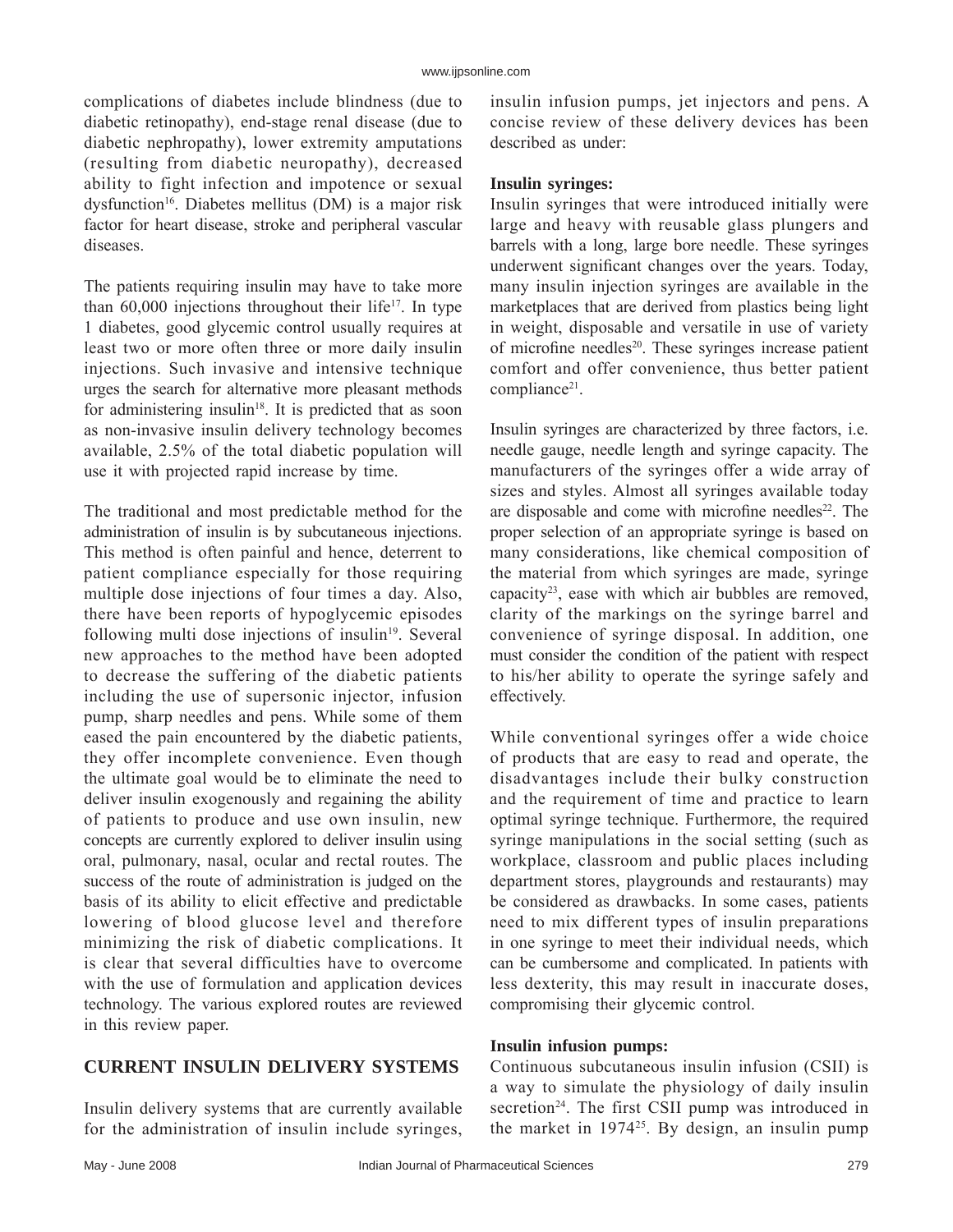complications of diabetes include blindness (due to diabetic retinopathy), end-stage renal disease (due to diabetic nephropathy), lower extremity amputations (resulting from diabetic neuropathy), decreased ability to fight infection and impotence or sexual dysfunction[16]. Diabetes mellitus (DM) is a major risk factor for heart disease, stroke and peripheral vascular diseases.

The patients requiring insulin may have to take more than 60,000 injections throughout their life[17]. In type 1 diabetes, good glycemic control usually requires at least two or more often three or more daily insulin injections. Such invasive and intensive technique urges the search for alternative more pleasant methods for administering insulin[18]. It is predicted that as soon as non-invasive insulin delivery technology becomes available, 2.5% of the total diabetic population will use it with projected rapid increase by time.

The traditional and most predictable method for the administration of insulin is by subcutaneous injections. This method is often painful and hence, deterrent to patient compliance especially for those requiring multiple dose injections of four times a day. Also, there have been reports of hypoglycemic episodes following multi dose injections of insulin[19]. Several new approaches to the method have been adopted to decrease the suffering of the diabetic patients including the use of supersonic injector, infusion pump, sharp needles and pens. While some of them eased the pain encountered by the diabetic patients, they offer incomplete convenience. Even though the ultimate goal would be to eliminate the need to deliver insulin exogenously and regaining the ability of patients to produce and use own insulin, new concepts are currently explored to deliver insulin using oral, pulmonary, nasal, ocular and rectal routes. The success of the route of administration is judged on the basis of its ability to elicit effective and predictable lowering of blood glucose level and therefore minimizing the risk of diabetic complications. It is clear that several difficulties have to overcome with the use of formulation and application devices technology. The various explored routes are reviewed in this review paper.

## CURRENT INSULIN DELIVERY SYSTEMS

Insulin delivery systems that are currently available for the administration of insulin include syringes, insulin infusion pumps, jet injectors and pens. A concise review of these delivery devices has been described as under:

### Insulin syringes:

Insulin syringes that were introduced initially were large and heavy with reusable glass plungers and barrels with a long, large bore needle. These syringes underwent significant changes over the years. Today, many insulin injection syringes are available in the marketplaces that are derived from plastics being light in weight, disposable and versatile in use of variety of microfine needles[20]. These syringes increase patient comfort and offer convenience, thus better patient compliance[21].

Insulin syringes are characterized by three factors, i.e. needle gauge, needle length and syringe capacity. The manufacturers of the syringes offer a wide array of sizes and styles. Almost all syringes available today are disposable and come with microfine needles[22]. The proper selection of an appropriate syringe is based on many considerations, like chemical composition of the material from which syringes are made, syringe capacity[23], ease with which air bubbles are removed, clarity of the markings on the syringe barrel and convenience of syringe disposal. In addition, one must consider the condition of the patient with respect to his/her ability to operate the syringe safely and effectively.

While conventional syringes offer a wide choice of products that are easy to read and operate, the disadvantages include their bulky construction and the requirement of time and practice to learn optimal syringe technique. Furthermore, the required syringe manipulations in the social setting (such as workplace, classroom and public places including department stores, playgrounds and restaurants) may be considered as drawbacks. In some cases, patients need to mix different types of insulin preparations in one syringe to meet their individual needs, which can be cumbersome and complicated. In patients with less dexterity, this may result in inaccurate doses, compromising their glycemic control.

### Insulin infusion pumps:

Continuous subcutaneous insulin infusion (CSII) is a way to simulate the physiology of daily insulin secretion[24]. The first CSII pump was introduced in the market in 1974[25]. By design, an insulin pump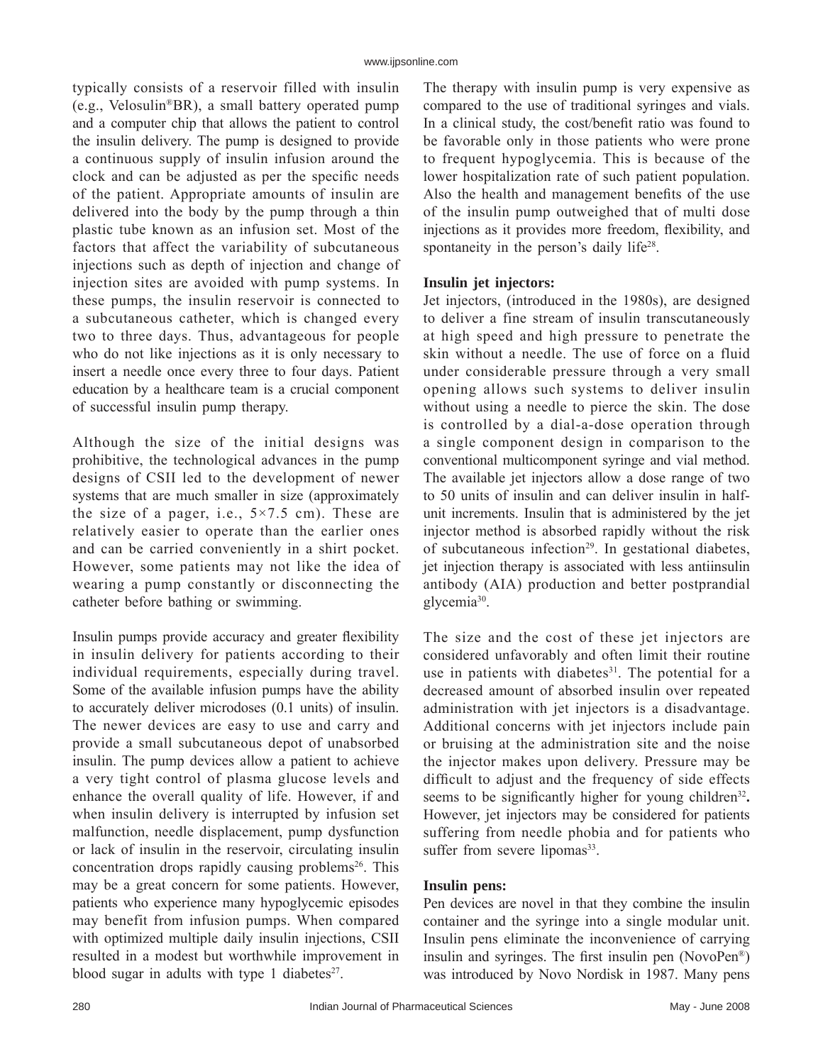typically consists of a reservoir filled with insulin (e.g., Velosulin®BR), a small battery operated pump and a computer chip that allows the patient to control the insulin delivery. The pump is designed to provide a continuous supply of insulin infusion around the clock and can be adjusted as per the specific needs of the patient. Appropriate amounts of insulin are delivered into the body by the pump through a thin plastic tube known as an infusion set. Most of the factors that affect the variability of subcutaneous injections such as depth of injection and change of injection sites are avoided with pump systems. In these pumps, the insulin reservoir is connected to a subcutaneous catheter, which is changed every two to three days. Thus, advantageous for people who do not like injections as it is only necessary to insert a needle once every three to four days. Patient education by a healthcare team is a crucial component of successful insulin pump therapy.

Although the size of the initial designs was prohibitive, the technological advances in the pump designs of CSII led to the development of newer systems that are much smaller in size (approximately the size of a pager, i.e., 5×7.5 cm). These are relatively easier to operate than the earlier ones and can be carried conveniently in a shirt pocket. However, some patients may not like the idea of wearing a pump constantly or disconnecting the catheter before bathing or swimming.

Insulin pumps provide accuracy and greater flexibility in insulin delivery for patients according to their individual requirements, especially during travel. Some of the available infusion pumps have the ability to accurately deliver microdoses (0.1 units) of insulin. The newer devices are easy to use and carry and provide a small subcutaneous depot of unabsorbed insulin. The pump devices allow a patient to achieve a very tight control of plasma glucose levels and enhance the overall quality of life. However, if and when insulin delivery is interrupted by infusion set malfunction, needle displacement, pump dysfunction or lack of insulin in the reservoir, circulating insulin concentration drops rapidly causing problems[26]. This may be a great concern for some patients. However, patients who experience many hypoglycemic episodes may benefit from infusion pumps. When compared with optimized multiple daily insulin injections, CSII resulted in a modest but worthwhile improvement in blood sugar in adults with type 1 diabetes[27].

The therapy with insulin pump is very expensive as compared to the use of traditional syringes and vials. In a clinical study, the cost/benefit ratio was found to be favorable only in those patients who were prone to frequent hypoglycemia. This is because of the lower hospitalization rate of such patient population. Also the health and management benefits of the use of the insulin pump outweighed that of multi dose injections as it provides more freedom, flexibility, and spontaneity in the person's daily life[28].

**Insulin jet injectors:**

Jet injectors, (introduced in the 1980s), are designed to deliver a fine stream of insulin transcutaneously at high speed and high pressure to penetrate the skin without a needle. The use of force on a fluid under considerable pressure through a very small opening allows such systems to deliver insulin without using a needle to pierce the skin. The dose is controlled by a dial-a-dose operation through a single component design in comparison to the conventional multicomponent syringe and vial method. The available jet injectors allow a dose range of two to 50 units of insulin and can deliver insulin in half-unit increments. Insulin that is administered by the jet injector method is absorbed rapidly without the risk of subcutaneous infection[29]. In gestational diabetes, jet injection therapy is associated with less antiinsulin antibody (AIA) production and better postprandial glycemia[30].

The size and the cost of these jet injectors are considered unfavorably and often limit their routine use in patients with diabetes[31]. The potential for a decreased amount of absorbed insulin over repeated administration with jet injectors is a disadvantage. Additional concerns with jet injectors include pain or bruising at the administration site and the noise the injector makes upon delivery. Pressure may be difficult to adjust and the frequency of side effects seems to be significantly higher for young children[32]**.** However, jet injectors may be considered for patients suffering from needle phobia and for patients who suffer from severe lipomas[33].

**Insulin pens:**

Pen devices are novel in that they combine the insulin container and the syringe into a single modular unit. Insulin pens eliminate the inconvenience of carrying insulin and syringes. The first insulin pen (NovoPen®) was introduced by Novo Nordisk in 1987. Many pens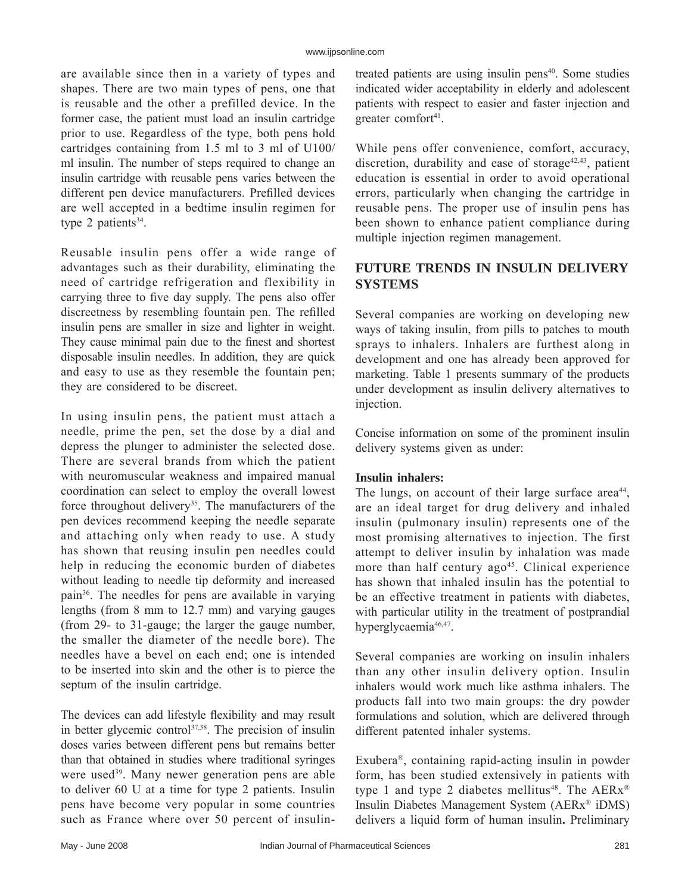are available since then in a variety of types and shapes. There are two main types of pens, one that is reusable and the other a prefilled device. In the former case, the patient must load an insulin cartridge prior to use. Regardless of the type, both pens hold cartridges containing from 1.5 ml to 3 ml of U100/ml insulin. The number of steps required to change an insulin cartridge with reusable pens varies between the different pen device manufacturers. Prefilled devices are well accepted in a bedtime insulin regimen for type 2 patients[34].

Reusable insulin pens offer a wide range of advantages such as their durability, eliminating the need of cartridge refrigeration and flexibility in carrying three to five day supply. The pens also offer discreetness by resembling fountain pen. The refilled insulin pens are smaller in size and lighter in weight. They cause minimal pain due to the finest and shortest disposable insulin needles. In addition, they are quick and easy to use as they resemble the fountain pen; they are considered to be discreet.

In using insulin pens, the patient must attach a needle, prime the pen, set the dose by a dial and depress the plunger to administer the selected dose. There are several brands from which the patient with neuromuscular weakness and impaired manual coordination can select to employ the overall lowest force throughout delivery[35]. The manufacturers of the pen devices recommend keeping the needle separate and attaching only when ready to use. A study has shown that reusing insulin pen needles could help in reducing the economic burden of diabetes without leading to needle tip deformity and increased pain[36]. The needles for pens are available in varying lengths (from 8 mm to 12.7 mm) and varying gauges (from 29- to 31-gauge; the larger the gauge number, the smaller the diameter of the needle bore). The needles have a bevel on each end; one is intended to be inserted into skin and the other is to pierce the septum of the insulin cartridge.

The devices can add lifestyle flexibility and may result in better glycemic control[37,38]. The precision of insulin doses varies between different pens but remains better than that obtained in studies where traditional syringes were used[39]. Many newer generation pens are able to deliver 60 U at a time for type 2 patients. Insulin pens have become very popular in some countries such as France where over 50 percent of insulin-treated patients are using insulin pens[40]. Some studies indicated wider acceptability in elderly and adolescent patients with respect to easier and faster injection and greater comfort[41].

While pens offer convenience, comfort, accuracy, discretion, durability and ease of storage[42,43], patient education is essential in order to avoid operational errors, particularly when changing the cartridge in reusable pens. The proper use of insulin pens has been shown to enhance patient compliance during multiple injection regimen management.

## FUTURE TRENDS IN INSULIN DELIVERY SYSTEMS

Several companies are working on developing new ways of taking insulin, from pills to patches to mouth sprays to inhalers. Inhalers are furthest along in development and one has already been approved for marketing. Table 1 presents summary of the products under development as insulin delivery alternatives to injection.

Concise information on some of the prominent insulin delivery systems given as under:

**Insulin inhalers:**

The lungs, on account of their large surface area[44], are an ideal target for drug delivery and inhaled insulin (pulmonary insulin) represents one of the most promising alternatives to injection. The first attempt to deliver insulin by inhalation was made more than half century ago[45]. Clinical experience has shown that inhaled insulin has the potential to be an effective treatment in patients with diabetes, with particular utility in the treatment of postprandial hyperglycaemia[46,47].

Several companies are working on insulin inhalers than any other insulin delivery option. Insulin inhalers would work much like asthma inhalers. The products fall into two main groups: the dry powder formulations and solution, which are delivered through different patented inhaler systems.

Exubera®, containing rapid-acting insulin in powder form, has been studied extensively in patients with type 1 and type 2 diabetes mellitus[48]. The AERx® Insulin Diabetes Management System (AERx® iDMS) delivers a liquid form of human insulin. Preliminary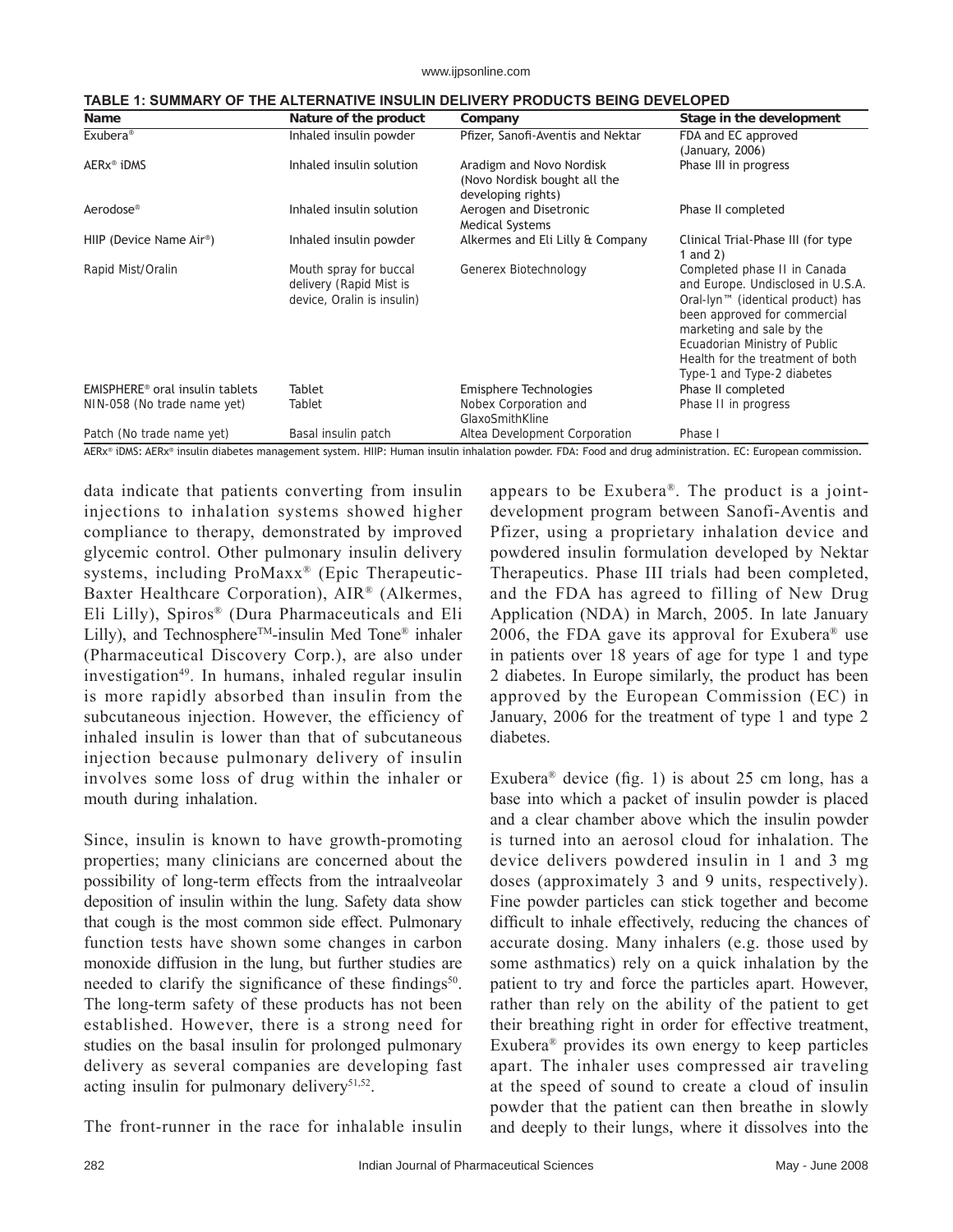**TABLE 1: SUMMARY OF THE ALTERNATIVE INSULIN DELIVERY PRODUCTS BEING DEVELOPED**

| Name | Nature of the product | Company | Stage in the development |
|---|---|---|---|
| Exubera® | Inhaled insulin powder | Pfizer, Sanofi-Aventis and Nektar | FDA and EC approved (January, 2006) |
| AERx® iDMS | Inhaled insulin solution | Aradigm and Novo Nordisk (Novo Nordisk bought all the developing rights) | Phase III in progress |
| Aerodose® | Inhaled insulin solution | Aerogen and Disetronic Medical Systems | Phase II completed |
| HIIP (Device Name Air®) | Inhaled insulin powder | Alkermes and Eli Lilly & Company | Clinical Trial-Phase III (for type 1 and 2) |
| Rapid Mist/Oralin | Mouth spray for buccal delivery (Rapid Mist is device, Oralin is insulin) | Generex Biotechnology | Completed phase II in Canada and Europe. Undisclosed in U.S.A. Oral-lyn™ (identical product) has been approved for commercial marketing and sale by the Ecuadorian Ministry of Public Health for the treatment of both Type-1 and Type-2 diabetes |
| EMISPHERE® oral insulin tablets | Tablet | Emisphere Technologies | Phase II completed |
| NIN-058 (No trade name yet) | Tablet | Nobex Corporation and GlaxoSmithKline | Phase II in progress |
| Patch (No trade name yet) | Basal insulin patch | Altea Development Corporation | Phase I |

AERx® iDMS: AERx® insulin diabetes management system. HIIP: Human insulin inhalation powder. FDA: Food and drug administration. EC: European commission.

data indicate that patients converting from insulin injections to inhalation systems showed higher compliance to therapy, demonstrated by improved glycemic control. Other pulmonary insulin delivery systems, including ProMaxx® (Epic Therapeutic-Baxter Healthcare Corporation), AIR® (Alkermes, Eli Lilly), Spiros® (Dura Pharmaceuticals and Eli Lilly), and Technosphere™-insulin Med Tone® inhaler (Pharmaceutical Discovery Corp.), are also under investigation[49]. In humans, inhaled regular insulin is more rapidly absorbed than insulin from the subcutaneous injection. However, the efficiency of inhaled insulin is lower than that of subcutaneous injection because pulmonary delivery of insulin involves some loss of drug within the inhaler or mouth during inhalation.

Since, insulin is known to have growth-promoting properties; many clinicians are concerned about the possibility of long-term effects from the intraalveolar deposition of insulin within the lung. Safety data show that cough is the most common side effect. Pulmonary function tests have shown some changes in carbon monoxide diffusion in the lung, but further studies are needed to clarify the significance of these findings[50]. The long-term safety of these products has not been established. However, there is a strong need for studies on the basal insulin for prolonged pulmonary delivery as several companies are developing fast acting insulin for pulmonary delivery[51,52].

The front-runner in the race for inhalable insulin appears to be Exubera®. The product is a joint-development program between Sanofi-Aventis and Pfizer, using a proprietary inhalation device and powdered insulin formulation developed by Nektar Therapeutics. Phase III trials had been completed, and the FDA has agreed to filling of New Drug Application (NDA) in March, 2005. In late January 2006, the FDA gave its approval for Exubera® use in patients over 18 years of age for type 1 and type 2 diabetes. In Europe similarly, the product has been approved by the European Commission (EC) in January, 2006 for the treatment of type 1 and type 2 diabetes.

Exubera® device (fig. 1) is about 25 cm long, has a base into which a packet of insulin powder is placed and a clear chamber above which the insulin powder is turned into an aerosol cloud for inhalation. The device delivers powdered insulin in 1 and 3 mg doses (approximately 3 and 9 units, respectively). Fine powder particles can stick together and become difficult to inhale effectively, reducing the chances of accurate dosing. Many inhalers (e.g. those used by some asthmatics) rely on a quick inhalation by the patient to try and force the particles apart. However, rather than rely on the ability of the patient to get their breathing right in order for effective treatment, Exubera® provides its own energy to keep particles apart. The inhaler uses compressed air traveling at the speed of sound to create a cloud of insulin powder that the patient can then breathe in slowly and deeply to their lungs, where it dissolves into the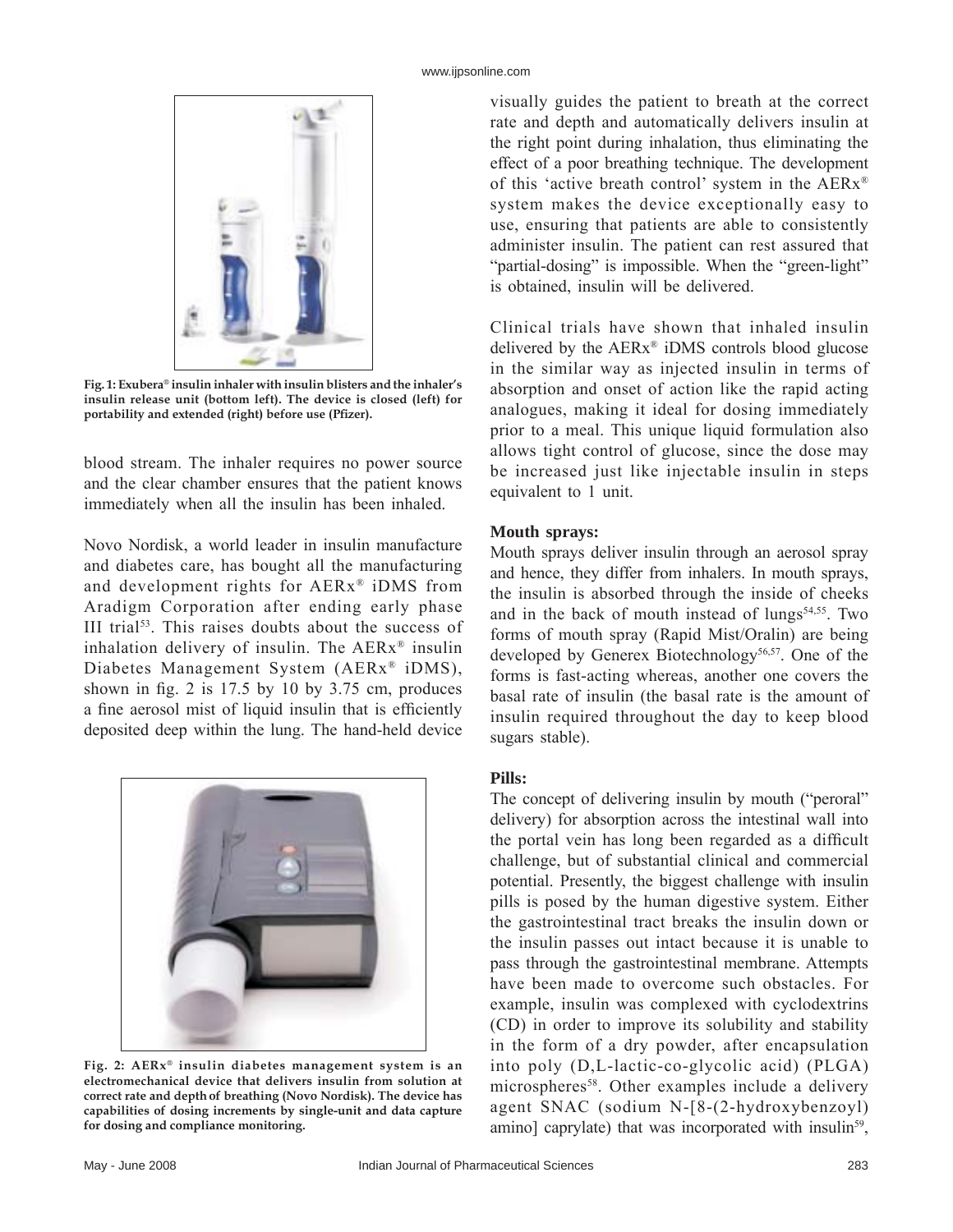Fig. 1: Exubera® insulin inhaler with insulin blisters and the inhaler's insulin release unit (bottom left). The device is closed (left) for portability and extended (right) before use (Pfizer).

blood stream. The inhaler requires no power source and the clear chamber ensures that the patient knows immediately when all the insulin has been inhaled.

Novo Nordisk, a world leader in insulin manufacture and diabetes care, has bought all the manufacturing and development rights for AERx® iDMS from Aradigm Corporation after ending early phase III trial[53]. This raises doubts about the success of inhalation delivery of insulin. The AERx® insulin Diabetes Management System (AERx® iDMS), shown in fig. 2 is 17.5 by 10 by 3.75 cm, produces a fine aerosol mist of liquid insulin that is efficiently deposited deep within the lung. The hand-held device visually guides the patient to breath at the correct rate and depth and automatically delivers insulin at the right point during inhalation, thus eliminating the effect of a poor breathing technique. The development of this 'active breath control' system in the AERx® system makes the device exceptionally easy to use, ensuring that patients are able to consistently administer insulin. The patient can rest assured that "partial-dosing" is impossible. When the "green-light" is obtained, insulin will be delivered.

Fig. 2: AERx® insulin diabetes management system is an electromechanical device that delivers insulin from solution at correct rate and depth of breathing (Novo Nordisk). The device has capabilities of dosing increments by single-unit and data capture for dosing and compliance monitoring.

Clinical trials have shown that inhaled insulin delivered by the AERx® iDMS controls blood glucose in the similar way as injected insulin in terms of absorption and onset of action like the rapid acting analogues, making it ideal for dosing immediately prior to a meal. This unique liquid formulation also allows tight control of glucose, since the dose may be increased just like injectable insulin in steps equivalent to 1 unit.

**Mouth sprays:**

Mouth sprays deliver insulin through an aerosol spray and hence, they differ from inhalers. In mouth sprays, the insulin is absorbed through the inside of cheeks and in the back of mouth instead of lungs[54,55]. Two forms of mouth spray (Rapid Mist/Oralin) are being developed by Generex Biotechnology[56,57]. One of the forms is fast-acting whereas, another one covers the basal rate of insulin (the basal rate is the amount of insulin required throughout the day to keep blood sugars stable).

**Pills:**

The concept of delivering insulin by mouth ("peroral" delivery) for absorption across the intestinal wall into the portal vein has long been regarded as a difficult challenge, but of substantial clinical and commercial potential. Presently, the biggest challenge with insulin pills is posed by the human digestive system. Either the gastrointestinal tract breaks the insulin down or the insulin passes out intact because it is unable to pass through the gastrointestinal membrane. Attempts have been made to overcome such obstacles. For example, insulin was complexed with cyclodextrins (CD) in order to improve its solubility and stability in the form of a dry powder, after encapsulation into poly (D,L-lactic-co-glycolic acid) (PLGA) microspheres[58]. Other examples include a delivery agent SNAC (sodium N-[8-(2-hydroxybenzoyl) amino] caprylate) that was incorporated with insulin[59],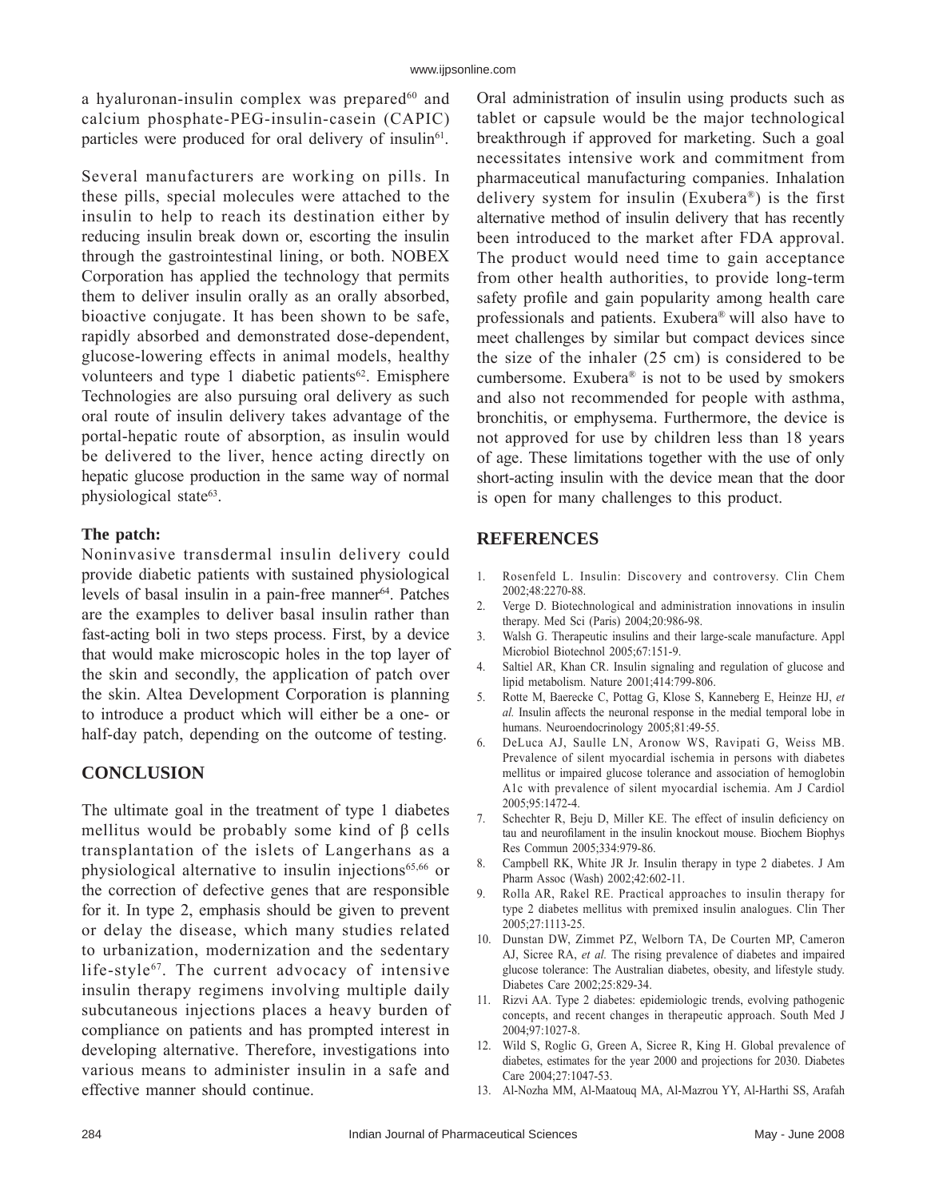a hyaluronan-insulin complex was prepared[60] and calcium phosphate-PEG-insulin-casein (CAPIC) particles were produced for oral delivery of insulin[61].

Several manufacturers are working on pills. In these pills, special molecules were attached to the insulin to help to reach its destination either by reducing insulin break down or, escorting the insulin through the gastrointestinal lining, or both. NOBEX Corporation has applied the technology that permits them to deliver insulin orally as an orally absorbed, bioactive conjugate. It has been shown to be safe, rapidly absorbed and demonstrated dose-dependent, glucose-lowering effects in animal models, healthy volunteers and type 1 diabetic patients[62]. Emisphere Technologies are also pursuing oral delivery as such oral route of insulin delivery takes advantage of the portal-hepatic route of absorption, as insulin would be delivered to the liver, hence acting directly on hepatic glucose production in the same way of normal physiological state[63].

**The patch:**

Noninvasive transdermal insulin delivery could provide diabetic patients with sustained physiological levels of basal insulin in a pain-free manner[64]. Patches are the examples to deliver basal insulin rather than fast-acting boli in two steps process. First, by a device that would make microscopic holes in the top layer of the skin and secondly, the application of patch over the skin. Altea Development Corporation is planning to introduce a product which will either be a one- or half-day patch, depending on the outcome of testing.

## CONCLUSION

The ultimate goal in the treatment of type 1 diabetes mellitus would be probably some kind of β cells transplantation of the islets of Langerhans as a physiological alternative to insulin injections[65,66] or the correction of defective genes that are responsible for it. In type 2, emphasis should be given to prevent or delay the disease, which many studies related to urbanization, modernization and the sedentary life-style[67]. The current advocacy of intensive insulin therapy regimens involving multiple daily subcutaneous injections places a heavy burden of compliance on patients and has prompted interest in developing alternative. Therefore, investigations into various means to administer insulin in a safe and effective manner should continue.

Oral administration of insulin using products such as tablet or capsule would be the major technological breakthrough if approved for marketing. Such a goal necessitates intensive work and commitment from pharmaceutical manufacturing companies. Inhalation delivery system for insulin (Exubera®) is the first alternative method of insulin delivery that has recently been introduced to the market after FDA approval. The product would need time to gain acceptance from other health authorities, to provide long-term safety profile and gain popularity among health care professionals and patients. Exubera® will also have to meet challenges by similar but compact devices since the size of the inhaler (25 cm) is considered to be cumbersome. Exubera® is not to be used by smokers and also not recommended for people with asthma, bronchitis, or emphysema. Furthermore, the device is not approved for use by children less than 18 years of age. These limitations together with the use of only short-acting insulin with the device mean that the door is open for many challenges to this product.

## REFERENCES

1. Rosenfeld L. Insulin: Discovery and controversy. Clin Chem 2002;48:2270-88.
2. Verge D. Biotechnological and administration innovations in insulin therapy. Med Sci (Paris) 2004;20:986-98.
3. Walsh G. Therapeutic insulins and their large-scale manufacture. Appl Microbiol Biotechnol 2005;67:151-9.
4. Saltiel AR, Khan CR. Insulin signaling and regulation of glucose and lipid metabolism. Nature 2001;414:799-806.
5. Rotte M, Baerecke C, Pottag G, Klose S, Kanneberg E, Heinze HJ, *et al.* Insulin affects the neuronal response in the medial temporal lobe in humans. Neuroendocrinology 2005;81:49-55.
6. DeLuca AJ, Saulle LN, Aronow WS, Ravipati G, Weiss MB. Prevalence of silent myocardial ischemia in persons with diabetes mellitus or impaired glucose tolerance and association of hemoglobin A1c with prevalence of silent myocardial ischemia. Am J Cardiol 2005;95:1472-4.
7. Schechter R, Beju D, Miller KE. The effect of insulin deficiency on tau and neurofilament in the insulin knockout mouse. Biochem Biophys Res Commun 2005;334:979-86.
8. Campbell RK, White JR Jr. Insulin therapy in type 2 diabetes. J Am Pharm Assoc (Wash) 2002;42:602-11.
9. Rolla AR, Rakel RE. Practical approaches to insulin therapy for type 2 diabetes mellitus with premixed insulin analogues. Clin Ther 2005;27:1113-25.
10. Dunstan DW, Zimmet PZ, Welborn TA, De Courten MP, Cameron AJ, Sicree RA, *et al.* The rising prevalence of diabetes and impaired glucose tolerance: The Australian diabetes, obesity, and lifestyle study. Diabetes Care 2002;25:829-34.
11. Rizvi AA. Type 2 diabetes: epidemiologic trends, evolving pathogenic concepts, and recent changes in therapeutic approach. South Med J 2004;97:1027-8.
12. Wild S, Roglic G, Green A, Sicree R, King H. Global prevalence of diabetes, estimates for the year 2000 and projections for 2030. Diabetes Care 2004;27:1047-53.
13. Al-Nozha MM, Al-Maatouq MA, Al-Mazrou YY, Al-Harthi SS, Arafah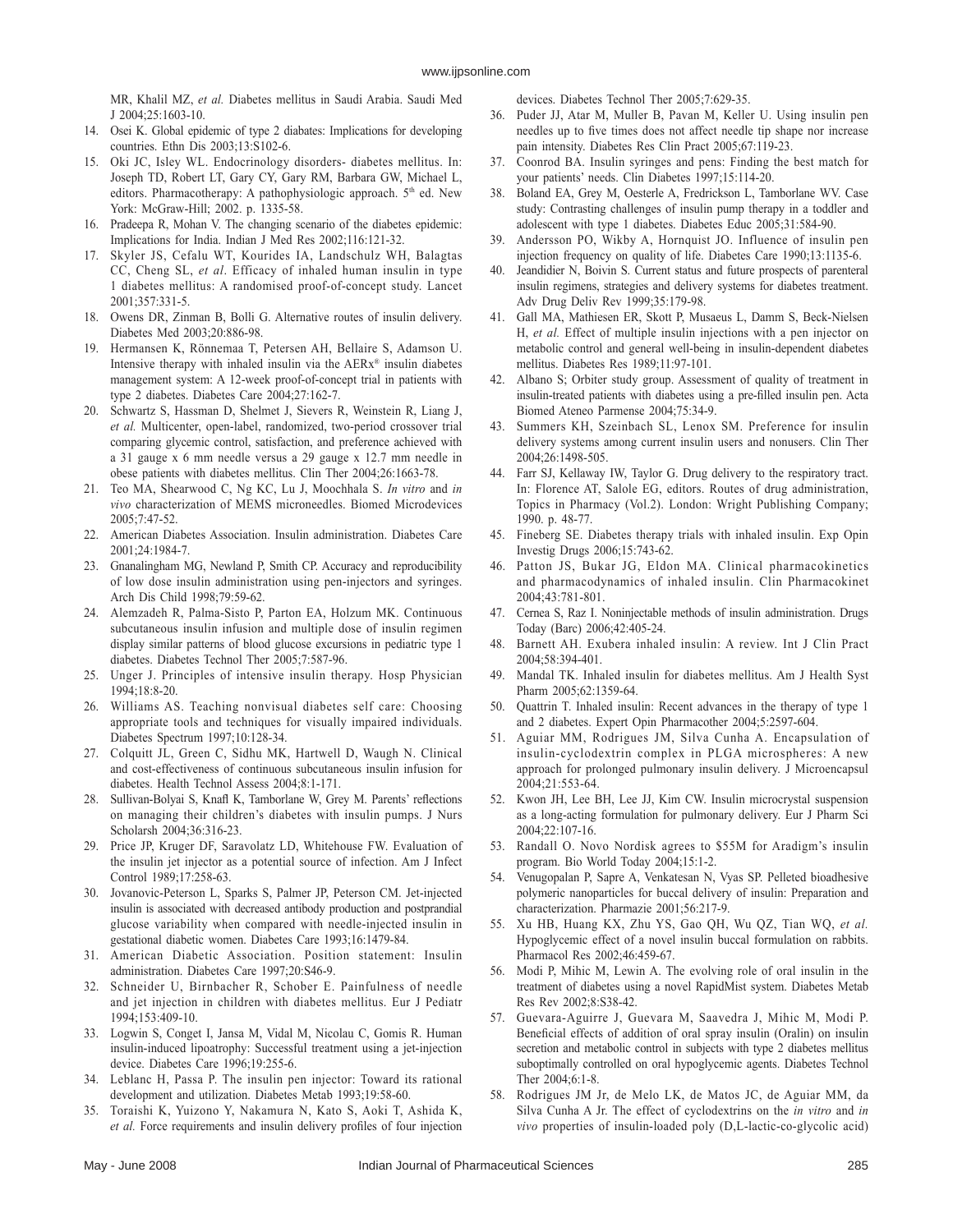MR, Khalil MZ, *et al.* Diabetes mellitus in Saudi Arabia. Saudi Med J 2004;25:1603-10.

14. Osei K. Global epidemic of type 2 diabates: Implications for developing countries. Ethn Dis 2003;13:S102-6.
15. Oki JC, Isley WL. Endocrinology disorders- diabetes mellitus. In: Joseph TD, Robert LT, Gary CY, Gary RM, Barbara GW, Michael L, editors. Pharmacotherapy: A pathophysiologic approach. 5th ed. New York: McGraw-Hill; 2002. p. 1335-58.
16. Pradeepa R, Mohan V. The changing scenario of the diabetes epidemic: Implications for India. Indian J Med Res 2002;116:121-32.
17. Skyler JS, Cefalu WT, Kourides IA, Landschulz WH, Balagtas CC, Cheng SL, *et al*. Efficacy of inhaled human insulin in type 1 diabetes mellitus: A randomised proof-of-concept study. Lancet 2001;357:331-5.
18. Owens DR, Zinman B, Bolli G. Alternative routes of insulin delivery. Diabetes Med 2003;20:886-98.
19. Hermansen K, Rönnemaa T, Petersen AH, Bellaire S, Adamson U. Intensive therapy with inhaled insulin via the AERx® insulin diabetes management system: A 12-week proof-of-concept trial in patients with type 2 diabetes. Diabetes Care 2004;27:162-7.
20. Schwartz S, Hassman D, Shelmet J, Sievers R, Weinstein R, Liang J, *et al.* Multicenter, open-label, randomized, two-period crossover trial comparing glycemic control, satisfaction, and preference achieved with a 31 gauge x 6 mm needle versus a 29 gauge x 12.7 mm needle in obese patients with diabetes mellitus. Clin Ther 2004;26:1663-78.
21. Teo MA, Shearwood C, Ng KC, Lu J, Moochhala S. *In vitro* and *in vivo* characterization of MEMS microneedles. Biomed Microdevices 2005;7:47-52.
22. American Diabetes Association. Insulin administration. Diabetes Care 2001;24:1984-7.
23. Gnanalingham MG, Newland P, Smith CP. Accuracy and reproducibility of low dose insulin administration using pen-injectors and syringes. Arch Dis Child 1998;79:59-62.
24. Alemzadeh R, Palma-Sisto P, Parton EA, Holzum MK. Continuous subcutaneous insulin infusion and multiple dose of insulin regimen display similar patterns of blood glucose excursions in pediatric type 1 diabetes. Diabetes Technol Ther 2005;7:587-96.
25. Unger J. Principles of intensive insulin therapy. Hosp Physician 1994;18:8-20.
26. Williams AS. Teaching nonvisual diabetes self care: Choosing appropriate tools and techniques for visually impaired individuals. Diabetes Spectrum 1997;10:128-34.
27. Colquitt JL, Green C, Sidhu MK, Hartwell D, Waugh N. Clinical and cost-effectiveness of continuous subcutaneous insulin infusion for diabetes. Health Technol Assess 2004;8:1-171.
28. Sullivan-Bolyai S, Knafl K, Tamborlane W, Grey M. Parents' reflections on managing their children's diabetes with insulin pumps. J Nurs Scholarsh 2004;36:316-23.
29. Price JP, Kruger DF, Saravolatz LD, Whitehouse FW. Evaluation of the insulin jet injector as a potential source of infection. Am J Infect Control 1989;17:258-63.
30. Jovanovic-Peterson L, Sparks S, Palmer JP, Peterson CM. Jet-injected insulin is associated with decreased antibody production and postprandial glucose variability when compared with needle-injected insulin in gestational diabetic women. Diabetes Care 1993;16:1479-84.
31. American Diabetic Association. Position statement: Insulin administration. Diabetes Care 1997;20:S46-9.
32. Schneider U, Birnbacher R, Schober E. Painfulness of needle and jet injection in children with diabetes mellitus. Eur J Pediatr 1994;153:409-10.
33. Logwin S, Conget I, Jansa M, Vidal M, Nicolau C, Gomis R. Human insulin-induced lipoatrophy: Successful treatment using a jet-injection device. Diabetes Care 1996;19:255-6.
34. Leblanc H, Passa P. The insulin pen injector: Toward its rational development and utilization. Diabetes Metab 1993;19:58-60.
35. Toraishi K, Yuizono Y, Nakamura N, Kato S, Aoki T, Ashida K, *et al.* Force requirements and insulin delivery profiles of four injection devices. Diabetes Technol Ther 2005;7:629-35.
36. Puder JJ, Atar M, Muller B, Pavan M, Keller U. Using insulin pen needles up to five times does not affect needle tip shape nor increase pain intensity. Diabetes Res Clin Pract 2005;67:119-23.
37. Coonrod BA. Insulin syringes and pens: Finding the best match for your patients' needs. Clin Diabetes 1997;15:114-20.
38. Boland EA, Grey M, Oesterle A, Fredrickson L, Tamborlane WV. Case study: Contrasting challenges of insulin pump therapy in a toddler and adolescent with type 1 diabetes. Diabetes Educ 2005;31:584-90.
39. Andersson PO, Wikby A, Hornquist JO. Influence of insulin pen injection frequency on quality of life. Diabetes Care 1990;13:1135-6.
40. Jeandidier N, Boivin S. Current status and future prospects of parenteral insulin regimens, strategies and delivery systems for diabetes treatment. Adv Drug Deliv Rev 1999;35:179-98.
41. Gall MA, Mathiesen ER, Skott P, Musaeus L, Damm S, Beck-Nielsen H, *et al.* Effect of multiple insulin injections with a pen injector on metabolic control and general well-being in insulin-dependent diabetes mellitus. Diabetes Res 1989;11:97-101.
42. Albano S; Orbiter study group. Assessment of quality of treatment in insulin-treated patients with diabetes using a pre-filled insulin pen. Acta Biomed Ateneo Parmense 2004;75:34-9.
43. Summers KH, Szeinbach SL, Lenox SM. Preference for insulin delivery systems among current insulin users and nonusers. Clin Ther 2004;26:1498-505.
44. Farr SJ, Kellaway IW, Taylor G. Drug delivery to the respiratory tract. In: Florence AT, Salole EG, editors. Routes of drug administration, Topics in Pharmacy (Vol.2). London: Wright Publishing Company; 1990. p. 48-77.
45. Fineberg SE. Diabetes therapy trials with inhaled insulin. Exp Opin Investig Drugs 2006;15:743-62.
46. Patton JS, Bukar JG, Eldon MA. Clinical pharmacokinetics and pharmacodynamics of inhaled insulin. Clin Pharmacokinet 2004;43:781-801.
47. Cernea S, Raz I. Noninjectable methods of insulin administration. Drugs Today (Barc) 2006;42:405-24.
48. Barnett AH. Exubera inhaled insulin: A review. Int J Clin Pract 2004;58:394-401.
49. Mandal TK. Inhaled insulin for diabetes mellitus. Am J Health Syst Pharm 2005;62:1359-64.
50. Quattrin T. Inhaled insulin: Recent advances in the therapy of type 1 and 2 diabetes. Expert Opin Pharmacother 2004;5:2597-604.
51. Aguiar MM, Rodrigues JM, Silva Cunha A. Encapsulation of insulin-cyclodextrin complex in PLGA microspheres: A new approach for prolonged pulmonary insulin delivery. J Microencapsul 2004;21:553-64.
52. Kwon JH, Lee BH, Lee JJ, Kim CW. Insulin microcrystal suspension as a long-acting formulation for pulmonary delivery. Eur J Pharm Sci 2004;22:107-16.
53. Randall O. Novo Nordisk agrees to $55M for Aradigm's insulin program. Bio World Today 2004;15:1-2.
54. Venugopalan P, Sapre A, Venkatesan N, Vyas SP. Pelleted bioadhesive polymeric nanoparticles for buccal delivery of insulin: Preparation and characterization. Pharmazie 2001;56:217-9.
55. Xu HB, Huang KX, Zhu YS, Gao QH, Wu QZ, Tian WQ, *et al.* Hypoglycemic effect of a novel insulin buccal formulation on rabbits. Pharmacol Res 2002;46:459-67.
56. Modi P, Mihic M, Lewin A. The evolving role of oral insulin in the treatment of diabetes using a novel RapidMist system. Diabetes Metab Res Rev 2002;8:S38-42.
57. Guevara-Aguirre J, Guevara M, Saavedra J, Mihic M, Modi P. Beneficial effects of addition of oral spray insulin (Oralin) on insulin secretion and metabolic control in subjects with type 2 diabetes mellitus suboptimally controlled on oral hypoglycemic agents. Diabetes Technol Ther 2004;6:1-8.
58. Rodrigues JM Jr, de Melo LK, de Matos JC, de Aguiar MM, da Silva Cunha A Jr. The effect of cyclodextrins on the *in vitro* and *in vivo* properties of insulin-loaded poly (D,L-lactic-co-glycolic acid)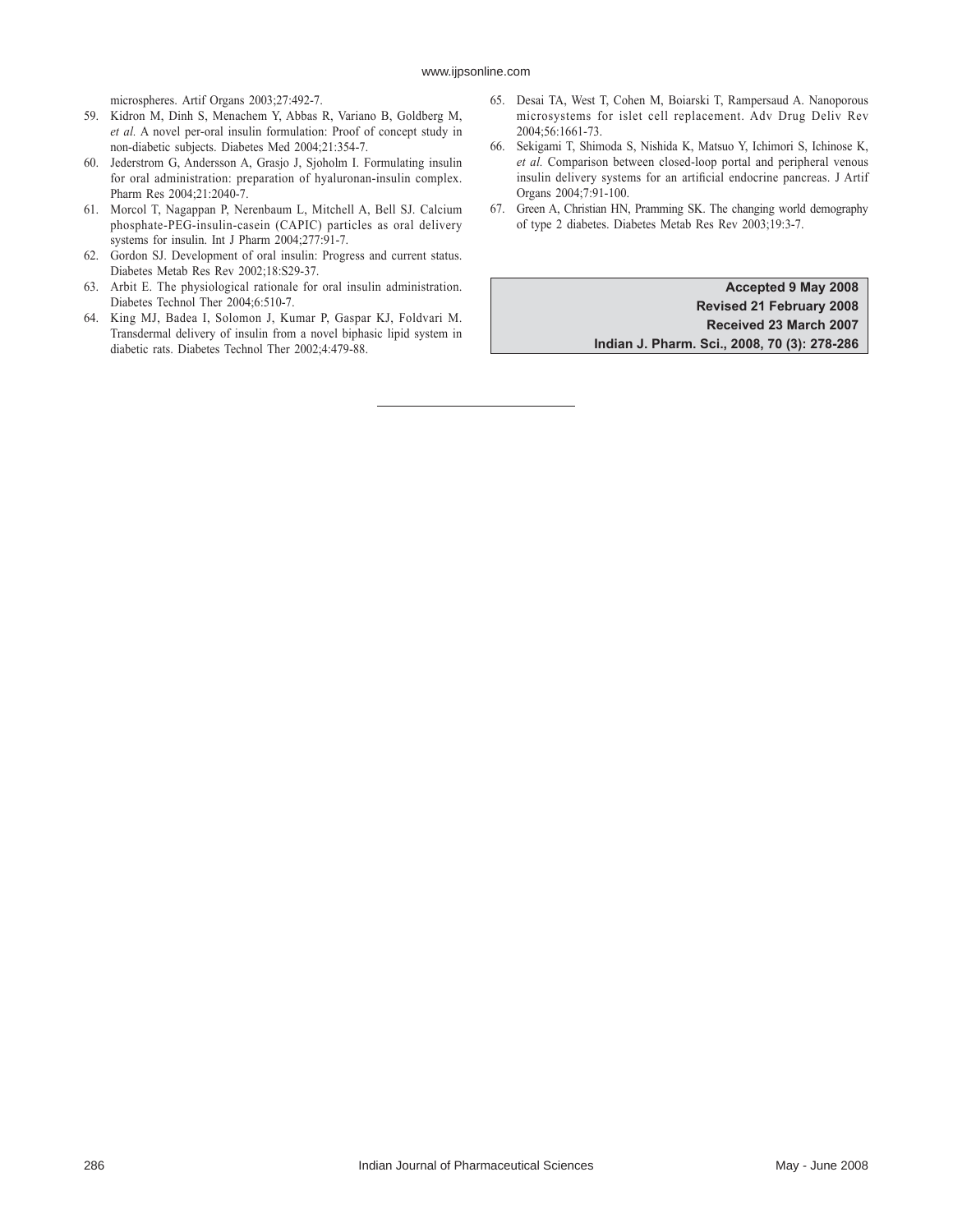microspheres. Artif Organs 2003;27:492-7.

59. Kidron M, Dinh S, Menachem Y, Abbas R, Variano B, Goldberg M, *et al.* A novel per-oral insulin formulation: Proof of concept study in non-diabetic subjects. Diabetes Med 2004;21:354-7.
60. Jederstrom G, Andersson A, Grasjo J, Sjoholm I. Formulating insulin for oral administration: preparation of hyaluronan-insulin complex. Pharm Res 2004;21:2040-7.
61. Morcol T, Nagappan P, Nerenbaum L, Mitchell A, Bell SJ. Calcium phosphate-PEG-insulin-casein (CAPIC) particles as oral delivery systems for insulin. Int J Pharm 2004;277:91-7.
62. Gordon SJ. Development of oral insulin: Progress and current status. Diabetes Metab Res Rev 2002;18:S29-37.
63. Arbit E. The physiological rationale for oral insulin administration. Diabetes Technol Ther 2004;6:510-7.
64. King MJ, Badea I, Solomon J, Kumar P, Gaspar KJ, Foldvari M. Transdermal delivery of insulin from a novel biphasic lipid system in diabetic rats. Diabetes Technol Ther 2002;4:479-88.
65. Desai TA, West T, Cohen M, Boiarski T, Rampersaud A. Nanoporous microsystems for islet cell replacement. Adv Drug Deliv Rev 2004;56:1661-73.
66. Sekigami T, Shimoda S, Nishida K, Matsuo Y, Ichimori S, Ichinose K, *et al.* Comparison between closed-loop portal and peripheral venous insulin delivery systems for an artificial endocrine pancreas. J Artif Organs 2004;7:91-100.
67. Green A, Christian HN, Pramming SK. The changing world demography of type 2 diabetes. Diabetes Metab Res Rev 2003;19:3-7.

**Accepted 9 May 2008**
**Revised 21 February 2008**
**Received 23 March 2007**
**Indian J. Pharm. Sci., 2008, 70 (3): 278-286**